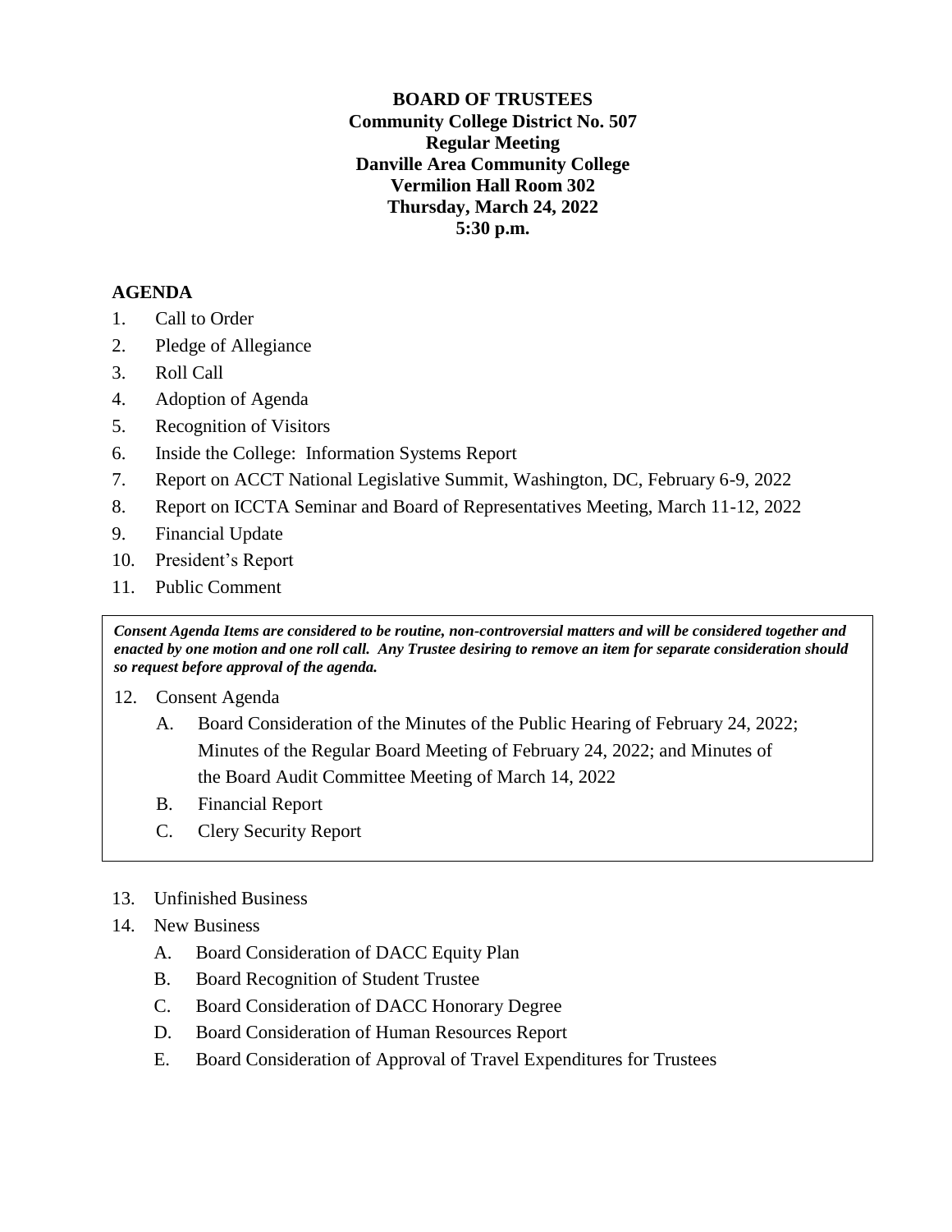**BOARD OF TRUSTEES**
**Community College District No. 507**
**Regular Meeting**
**Danville Area Community College**
**Vermilion Hall Room 302**
**Thursday, March 24, 2022**
**5:30 p.m.**

## AGENDA

1. Call to Order
2. Pledge of Allegiance
3. Roll Call
4. Adoption of Agenda
5. Recognition of Visitors
6. Inside the College: Information Systems Report
7. Report on ACCT National Legislative Summit, Washington, DC, February 6-9, 2022
8. Report on ICCTA Seminar and Board of Representatives Meeting, March 11-12, 2022
9. Financial Update
10. President's Report
11. Public Comment

***Consent Agenda Items are considered to be routine, non-controversial matters and will be considered together and enacted by one motion and one roll call. Any Trustee desiring to remove an item for separate consideration should so request before approval of the agenda.***

12. Consent Agenda
    - A. Board Consideration of the Minutes of the Public Hearing of February 24, 2022; Minutes of the Regular Board Meeting of February 24, 2022; and Minutes of the Board Audit Committee Meeting of March 14, 2022
    - B. Financial Report
    - C. Clery Security Report

13. Unfinished Business
14. New Business
    - A. Board Consideration of DACC Equity Plan
    - B. Board Recognition of Student Trustee
    - C. Board Consideration of DACC Honorary Degree
    - D. Board Consideration of Human Resources Report
    - E. Board Consideration of Approval of Travel Expenditures for Trustees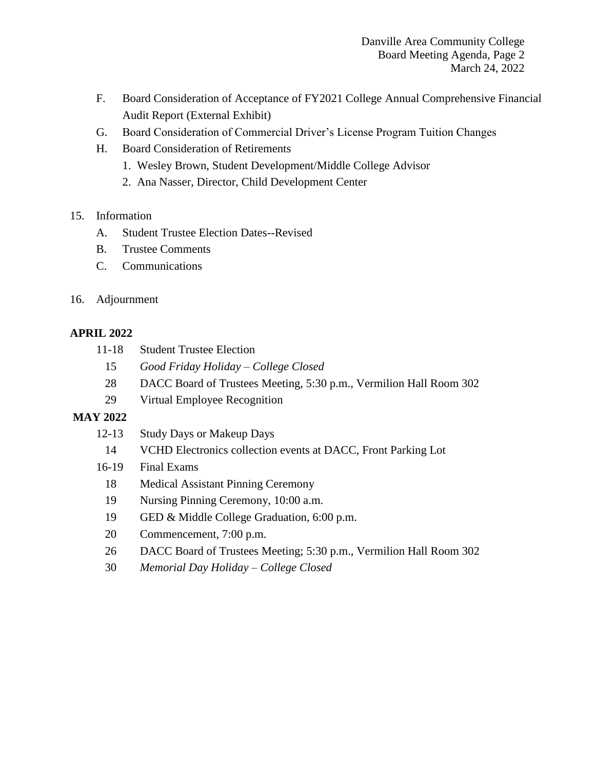F. Board Consideration of Acceptance of FY2021 College Annual Comprehensive Financial Audit Report (External Exhibit)

G. Board Consideration of Commercial Driver's License Program Tuition Changes

H. Board Consideration of Retirements
   1. Wesley Brown, Student Development/Middle College Advisor
   2. Ana Nasser, Director, Child Development Center

15. Information
    - A. Student Trustee Election Dates--Revised
    - B. Trustee Comments
    - C. Communications

16. Adjournment

**APRIL 2022**

11-18 Student Trustee Election
15 *Good Friday Holiday – College Closed*
28 DACC Board of Trustees Meeting, 5:30 p.m., Vermilion Hall Room 302
29 Virtual Employee Recognition

**MAY 2022**

12-13 Study Days or Makeup Days
14 VCHD Electronics collection events at DACC, Front Parking Lot
16-19 Final Exams
18 Medical Assistant Pinning Ceremony
19 Nursing Pinning Ceremony, 10:00 a.m.
19 GED & Middle College Graduation, 6:00 p.m.
20 Commencement, 7:00 p.m.
26 DACC Board of Trustees Meeting; 5:30 p.m., Vermilion Hall Room 302
30 *Memorial Day Holiday – College Closed*